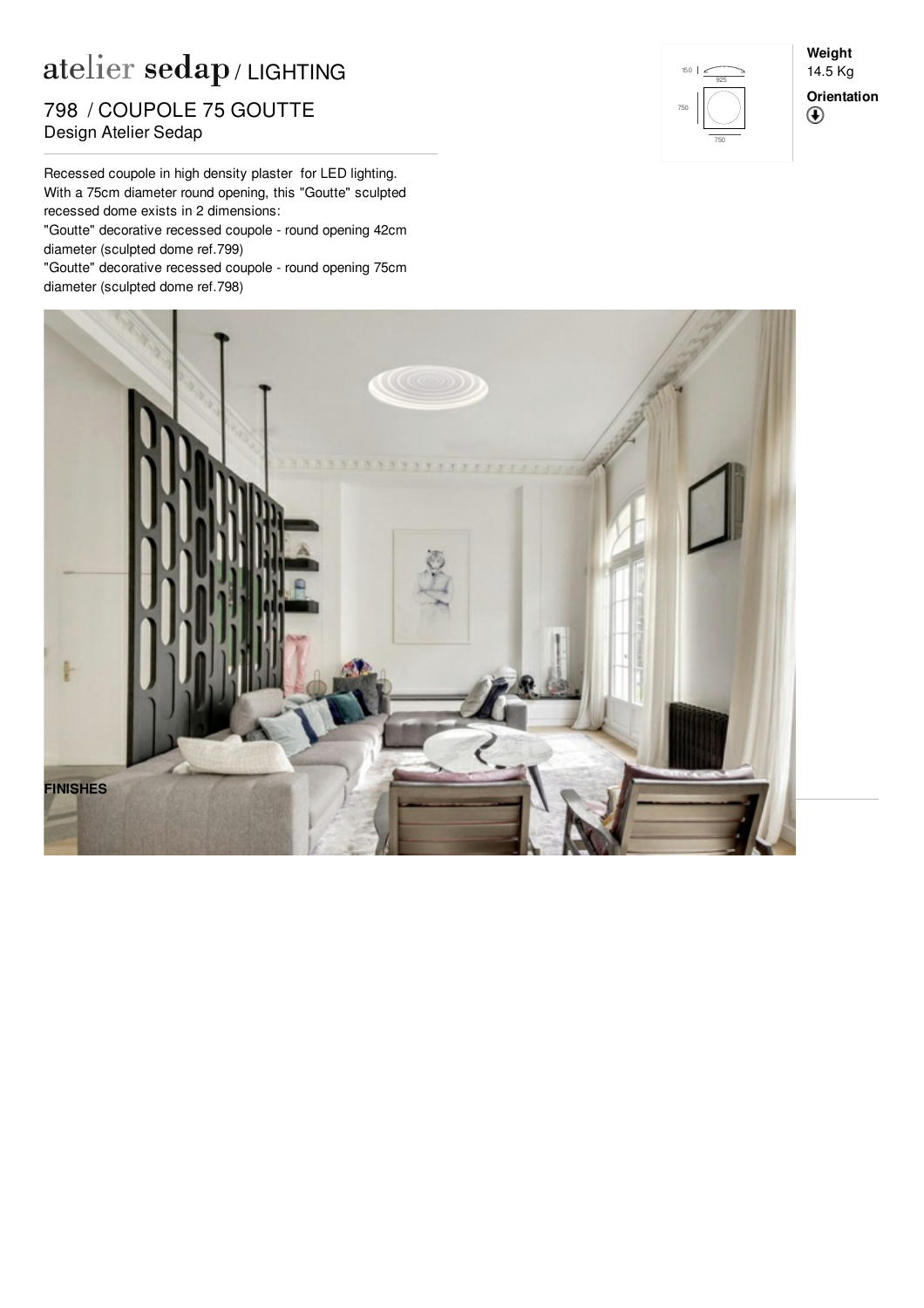# atelier sedap / LIGHTING

## 798 / COUPOLE 75 GOUTTE

Design Atelier Sedap

**Weight**
14.5 Kg

**Orientation**

Recessed coupole in high density plaster for LED lighting. With a 75cm diameter round opening, this "Goutte" sculpted recessed dome exists in 2 dimensions:
"Goutte" decorative recessed coupole - round opening 42cm diameter (sculpted dome ref.799)
"Goutte" decorative recessed coupole - round opening 75cm diameter (sculpted dome ref.798)

**FINISHES**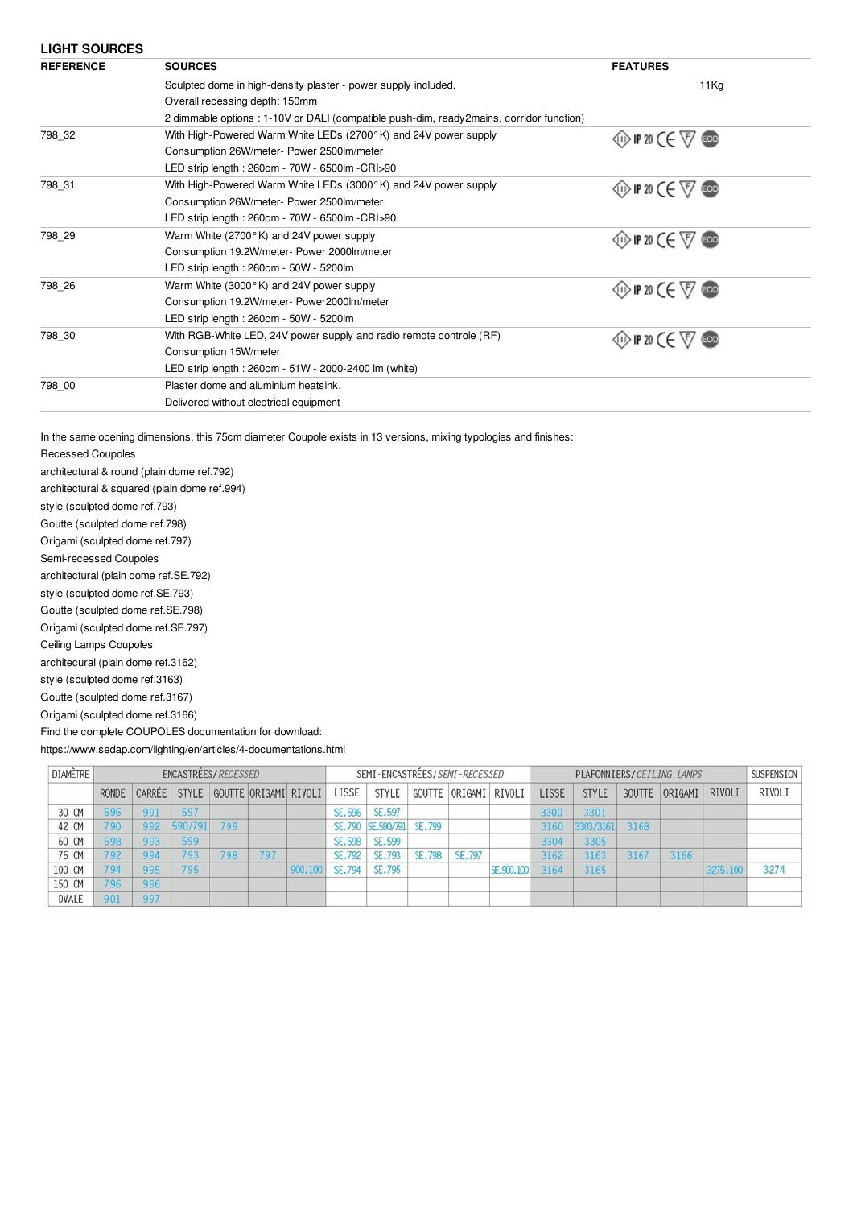## LIGHT SOURCES

| REFERENCE | SOURCES | FEATURES |
|---|---|---|
| | Sculpted dome in high-density plaster - power supply included.<br>Overall recessing depth: 150mm<br>2 dimmable options : 1-10V or DALI (compatible push-dim, ready2mains, corridor function) | 11Kg |
| 798_32 | With High-Powered Warm White LEDs (2700° K) and 24V power supply<br>Consumption 26W/meter- Power 2500lm/meter<br>LED strip length : 260cm - 70W - 6500lm -CRI>90 | IP 20 CE |
| 798_31 | With High-Powered Warm White LEDs (3000° K) and 24V power supply<br>Consumption 26W/meter- Power 2500lm/meter<br>LED strip length : 260cm - 70W - 6500lm -CRI>90 | IP 20 CE |
| 798_29 | Warm White (2700° K) and 24V power supply<br>Consumption 19.2W/meter- Power 2000lm/meter<br>LED strip length : 260cm - 50W - 5200lm | IP 20 CE |
| 798_26 | Warm White (3000° K) and 24V power supply<br>Consumption 19.2W/meter- Power2000lm/meter<br>LED strip length : 260cm - 50W - 5200lm | IP 20 CE |
| 798_30 | With RGB-White LED, 24V power supply and radio remote controle (RF)<br>Consumption 15W/meter<br>LED strip length : 260cm - 51W - 2000-2400 lm (white) | IP 20 CE |
| 798_00 | Plaster dome and aluminium heatsink.<br>Delivered without electrical equipment | |

In the same opening dimensions, this 75cm diameter Coupole exists in 13 versions, mixing typologies and finishes:

Recessed Coupoles

architectural & round (plain dome ref.792)

architectural & squared (plain dome ref.994)

style (sculpted dome ref.793)

Goutte (sculpted dome ref.798)

Origami (sculpted dome ref.797)

Semi-recessed Coupoles

architectural (plain dome ref.SE.792)

style (sculpted dome ref.SE.793)

Goutte (sculpted dome ref.SE.798)

Origami (sculpted dome ref.SE.797)

Ceiling Lamps Coupoles

architecural (plain dome ref.3162)

style (sculpted dome ref.3163)

Goutte (sculpted dome ref.3167)

Origami (sculpted dome ref.3166)

Find the complete COUPOLES documentation for download:

https://www.sedap.com/lighting/en/articles/4-documentations.html

| DIAMÈTRE | ENCASTRÉES/*RECESSED* | | | | | | SEMI-ENCASTRÉES/*SEMI-RECESSED* | | | | | PLAFONNIERS/*CEILING LAMPS* | | | | | SUSPENSION |
|---|---|---|---|---|---|---|---|---|---|---|---|---|---|---|---|---|---|
| | RONDE | CARRÉE | STYLE | GOUTTE | ORIGAMI | RIVOLI | LISSE | STYLE | GOUTTE | ORIGAMI | RIVOLI | LISSE | STYLE | GOUTTE | ORIGAMI | RIVOLI | RIVOLI |
| 30 CM | 596 | 991 | 597 | | | | SE.596 | SE.597 | | | | 3300 | 3301 | | | | |
| 42 CM | 790 | 992 | 590/791 | 799 | | | SE.790 | SE.590/791 | SE.799 | | | 3160 | 3303/3161 | 3168 | | | |
| 60 CM | 598 | 993 | 599 | | | | SE.598 | SE.599 | | | | 3304 | 3305 | | | | |
| 75 CM | 792 | 994 | 793 | 798 | 797 | | SE.792 | SE.793 | SE.798 | SE.797 | | 3162 | 3163 | 3167 | 3166 | | |
| 100 CM | 794 | 995 | 795 | | | 900.100 | SE.794 | SE.795 | | | SE.900.100 | 3164 | 3165 | | | 3275.100 | 3274 |
| 150 CM | 796 | 996 | | | | | | | | | | | | | | | |
| OVALE | 901 | 997 | | | | | | | | | | | | | | | |